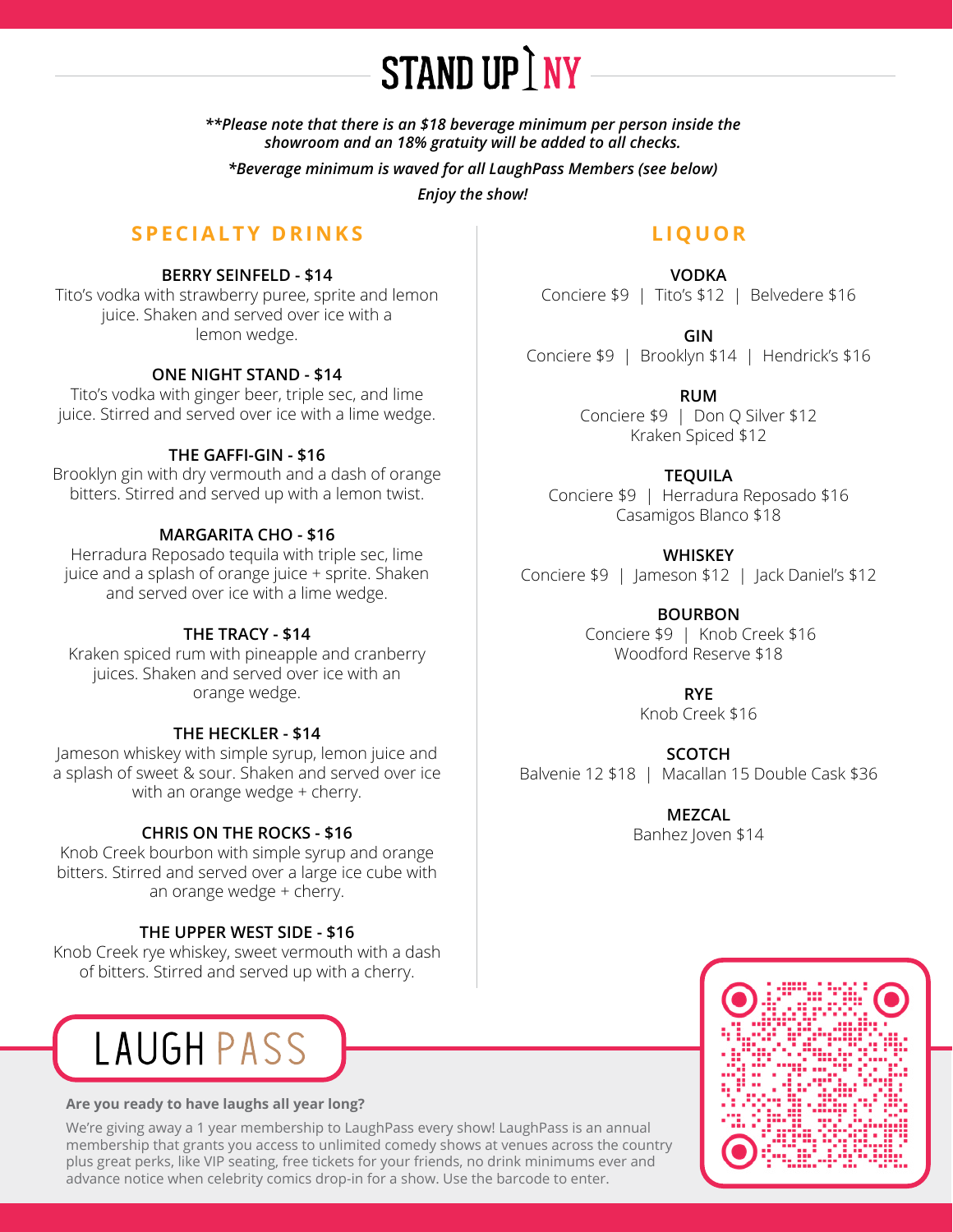# STAND UP NY

***Please note that there is an $18 beverage minimum per person inside the showroom and an 18% gratuity will be added to all checks.**

**Beverage minimum is waved for all LaughPass Members (see below)*

*Enjoy the show!*

## SPECIALTY DRINKS

**BERRY SEINFELD - $14**
Tito's vodka with strawberry puree, sprite and lemon juice. Shaken and served over ice with a lemon wedge.

**ONE NIGHT STAND - $14**
Tito's vodka with ginger beer, triple sec, and lime juice. Stirred and served over ice with a lime wedge.

**THE GAFFI-GIN - $16**
Brooklyn gin with dry vermouth and a dash of orange bitters. Stirred and served up with a lemon twist.

**MARGARITA CHO - $16**
Herradura Reposado tequila with triple sec, lime juice and a splash of orange juice + sprite. Shaken and served over ice with a lime wedge.

**THE TRACY - $14**
Kraken spiced rum with pineapple and cranberry juices. Shaken and served over ice with an orange wedge.

**THE HECKLER - $14**
Jameson whiskey with simple syrup, lemon juice and a splash of sweet & sour. Shaken and served over ice with an orange wedge + cherry.

**CHRIS ON THE ROCKS - $16**
Knob Creek bourbon with simple syrup and orange bitters. Stirred and served over a large ice cube with an orange wedge + cherry.

**THE UPPER WEST SIDE - $16**
Knob Creek rye whiskey, sweet vermouth with a dash of bitters. Stirred and served up with a cherry.

## LIQUOR

**VODKA**
Conciere $9 | Tito's $12 | Belvedere $16

**GIN**
Conciere $9 | Brooklyn $14 | Hendrick's $16

**RUM**
Conciere $9 | Don Q Silver $12
Kraken Spiced $12

**TEQUILA**
Conciere $9 | Herradura Reposado $16
Casamigos Blanco $18

**WHISKEY**
Conciere $9 | Jameson $12 | Jack Daniel's $12

**BOURBON**
Conciere $9 | Knob Creek $16
Woodford Reserve $18

**RYE**
Knob Creek $16

**SCOTCH**
Balvenie 12 $18 | Macallan 15 Double Cask $36

**MEZCAL**
Banhez Joven $14

## LAUGH PASS

**Are you ready to have laughs all year long?**

We're giving away a 1 year membership to LaughPass every show! LaughPass is an annual membership that grants you access to unlimited comedy shows at venues across the country plus great perks, like VIP seating, free tickets for your friends, no drink minimums ever and advance notice when celebrity comics drop-in for a show. Use the barcode to enter.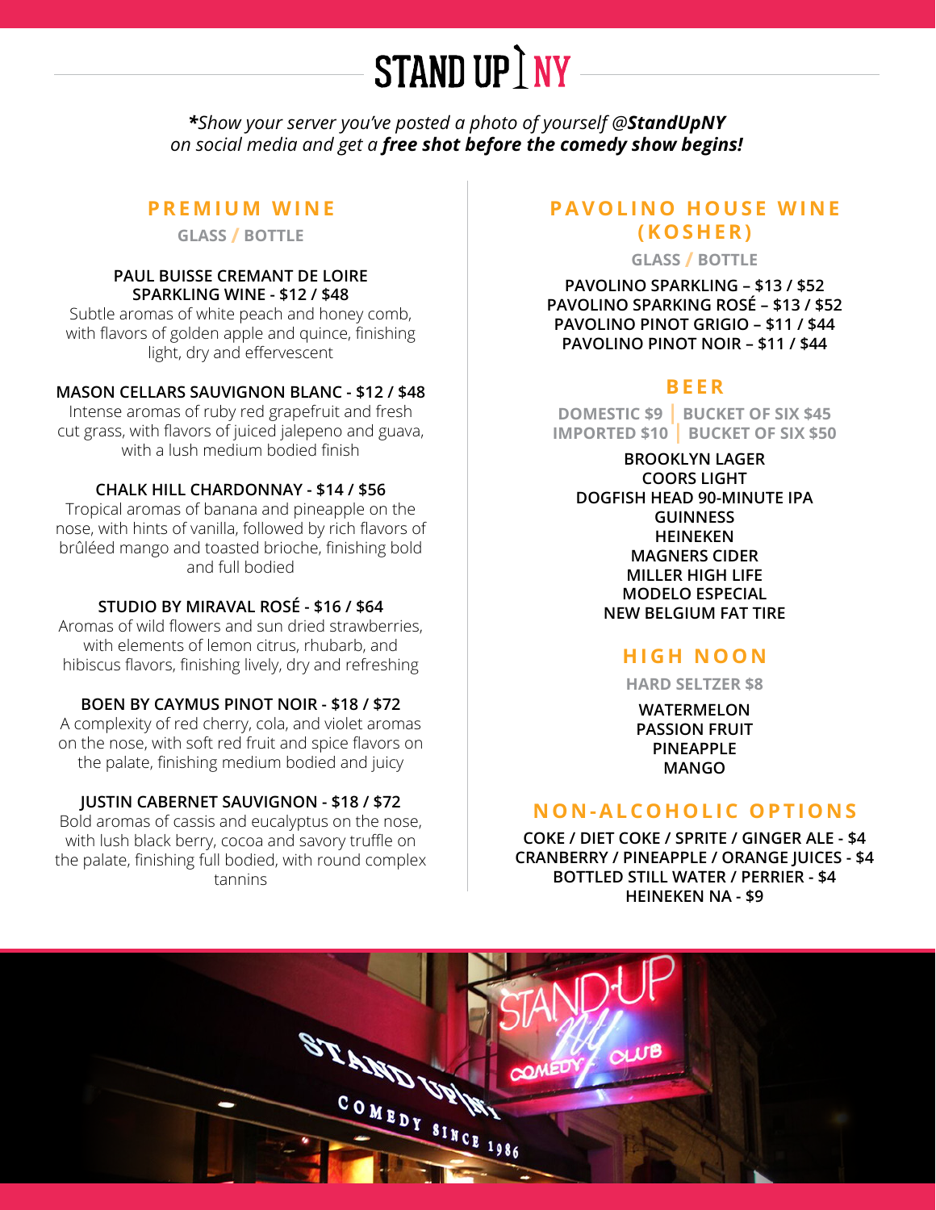# STAND UP NY

*\*Show your server you've posted a photo of yourself **@StandUpNY** on social media and get a **free shot before the comedy show begins!***

## PREMIUM WINE

GLASS / BOTTLE

**PAUL BUISSE CREMANT DE LOIRE SPARKLING WINE - $12 / $48**
Subtle aromas of white peach and honey comb, with flavors of golden apple and quince, finishing light, dry and effervescent

**MASON CELLARS SAUVIGNON BLANC - $12 / $48**
Intense aromas of ruby red grapefruit and fresh cut grass, with flavors of juiced jalepeno and guava, with a lush medium bodied finish

**CHALK HILL CHARDONNAY - $14 / $56**
Tropical aromas of banana and pineapple on the nose, with hints of vanilla, followed by rich flavors of brûléed mango and toasted brioche, finishing bold and full bodied

**STUDIO BY MIRAVAL ROSÉ - $16 / $64**
Aromas of wild flowers and sun dried strawberries, with elements of lemon citrus, rhubarb, and hibiscus flavors, finishing lively, dry and refreshing

**BOEN BY CAYMUS PINOT NOIR - $18 / $72**
A complexity of red cherry, cola, and violet aromas on the nose, with soft red fruit and spice flavors on the palate, finishing medium bodied and juicy

**JUSTIN CABERNET SAUVIGNON - $18 / $72**
Bold aromas of cassis and eucalyptus on the nose, with lush black berry, cocoa and savory truffle on the palate, finishing full bodied, with round complex tannins

## PAVOLINO HOUSE WINE (KOSHER)

GLASS / BOTTLE

**PAVOLINO SPARKLING – $13 / $52**
**PAVOLINO SPARKING ROSÉ – $13 / $52**
**PAVOLINO PINOT GRIGIO – $11 / $44**
**PAVOLINO PINOT NOIR – $11 / $44**

## BEER

DOMESTIC $9 | BUCKET OF SIX $45
IMPORTED $10 | BUCKET OF SIX $50

**BROOKLYN LAGER**
**COORS LIGHT**
**DOGFISH HEAD 90-MINUTE IPA**
**GUINNESS**
**HEINEKEN**
**MAGNERS CIDER**
**MILLER HIGH LIFE**
**MODELO ESPECIAL**
**NEW BELGIUM FAT TIRE**

## HIGH NOON

HARD SELTZER $8

**WATERMELON**
**PASSION FRUIT**
**PINEAPPLE**
**MANGO**

## NON-ALCOHOLIC OPTIONS

**COKE / DIET COKE / SPRITE / GINGER ALE - $4**
**CRANBERRY / PINEAPPLE / ORANGE JUICES - $4**
**BOTTLED STILL WATER / PERRIER - $4**
**HEINEKEN NA - $9**